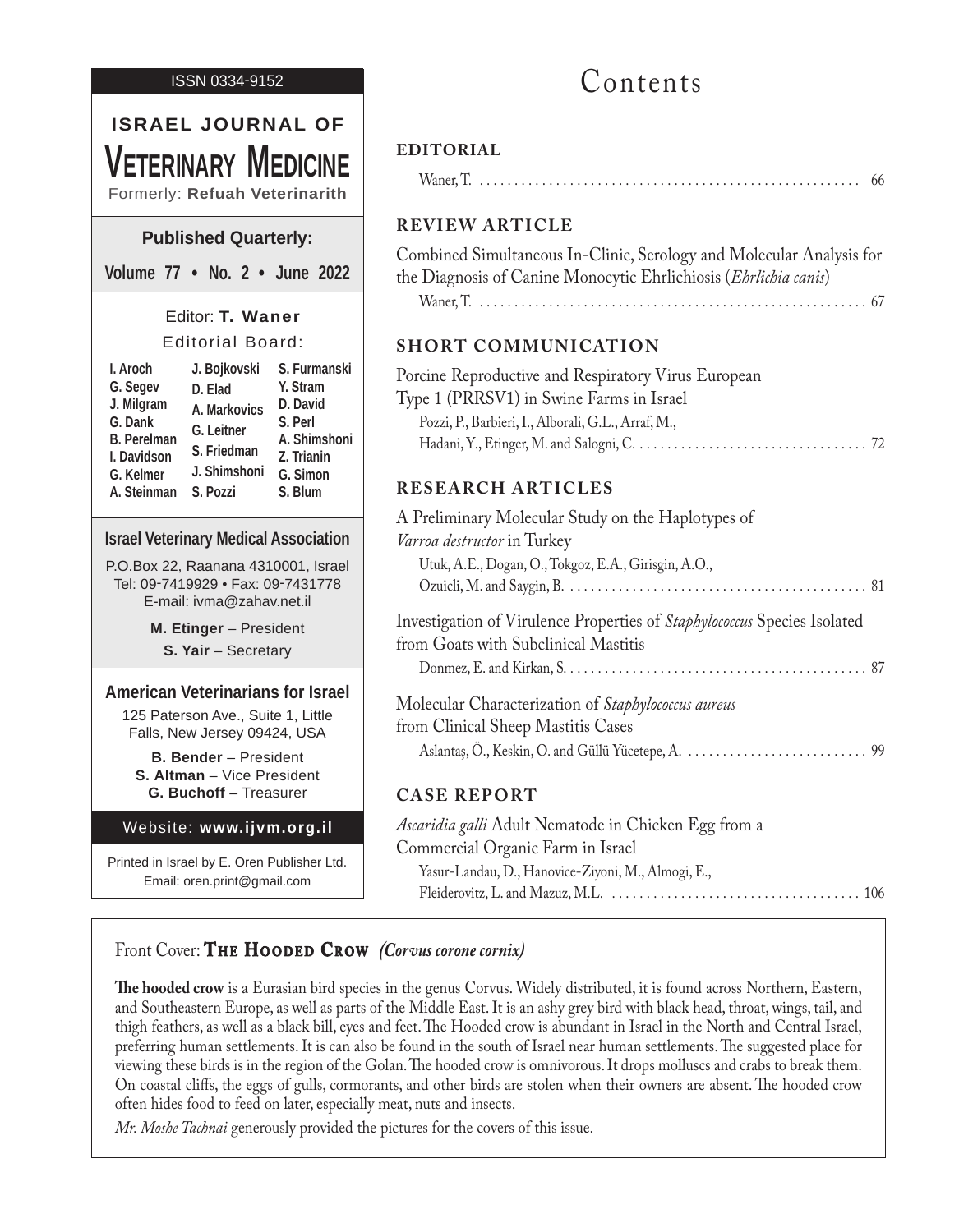ISSN 0334-9152

# ISRAEL JOURNAL OF VETERINARY MEDICINE

Formerly: **Refuah Veterinarith**

**Published Quarterly:**

**Volume 77 • No. 2 • June 2022**

Editor: **T. Waner**

Editorial Board:

| | | |
|---|---|---|
| I. Aroch | J. Bojkovski | S. Furmanski |
| G. Segev | D. Elad | Y. Stram |
| J. Milgram | A. Markovics | D. David |
| G. Dank | G. Leitner | S. Perl |
| B. Perelman | S. Friedman | A. Shimshoni |
| I. Davidson | J. Shimshoni | Z. Trianin |
| G. Kelmer | S. Pozzi | G. Simon |
| A. Steinman | | S. Blum |

**Israel Veterinary Medical Association**

P.O.Box 22, Raanana 4310001, Israel
Tel: 09-7419929 • Fax: 09-7431778
E-mail: ivma@zahav.net.il

**M. Etinger** – President
**S. Yair** – Secretary

**American Veterinarians for Israel**

125 Paterson Ave., Suite 1, Little Falls, New Jersey 09424, USA

**B. Bender** – President
**S. Altman** – Vice President
**G. Buchoff** – Treasurer

Website: **www.ijvm.org.il**

Printed in Israel by E. Oren Publisher Ltd.
Email: oren.print@gmail.com

# Contents

## EDITORIAL

Waner, T. .......... 66

## REVIEW ARTICLE

Combined Simultaneous In-Clinic, Serology and Molecular Analysis for the Diagnosis of Canine Monocytic Ehrlichiosis (*Ehrlichia canis*)
Waner, T. .......... 67

## SHORT COMMUNICATION

Porcine Reproductive and Respiratory Virus European Type 1 (PRRSV1) in Swine Farms in Israel
Pozzi, P., Barbieri, I., Alborali, G.L., Arraf, M., Hadani, Y., Etinger, M. and Salogni, C. .......... 72

## RESEARCH ARTICLES

A Preliminary Molecular Study on the Haplotypes of *Varroa destructor* in Turkey
Utuk, A.E., Dogan, O., Tokgoz, E.A., Girisgin, A.O., Ozuicli, M. and Saygin, B. .......... 81

Investigation of Virulence Properties of *Staphylococcus* Species Isolated from Goats with Subclinical Mastitis
Donmez, E. and Kirkan, S. .......... 87

Molecular Characterization of *Staphylococcus aureus* from Clinical Sheep Mastitis Cases
Aslantaş, Ö., Keskin, O. and Güllü Yücetepe, A. .......... 99

## CASE REPORT

*Ascaridia galli* Adult Nematode in Chicken Egg from a Commercial Organic Farm in Israel
Yasur-Landau, D., Hanovice-Ziyoni, M., Almogi, E., Fleiderovitz, L. and Mazuz, M.L. .......... 106

Front Cover: **The Hooded Crow** *(Corvus corone cornix)*

**The hooded crow** is a Eurasian bird species in the genus Corvus. Widely distributed, it is found across Northern, Eastern, and Southeastern Europe, as well as parts of the Middle East. It is an ashy grey bird with black head, throat, wings, tail, and thigh feathers, as well as a black bill, eyes and feet. The Hooded crow is abundant in Israel in the North and Central Israel, preferring human settlements. It is can also be found in the south of Israel near human settlements. The suggested place for viewing these birds is in the region of the Golan. The hooded crow is omnivorous. It drops molluscs and crabs to break them. On coastal cliffs, the eggs of gulls, cormorants, and other birds are stolen when their owners are absent. The hooded crow often hides food to feed on later, especially meat, nuts and insects.

*Mr. Moshe Tachnai* generously provided the pictures for the covers of this issue.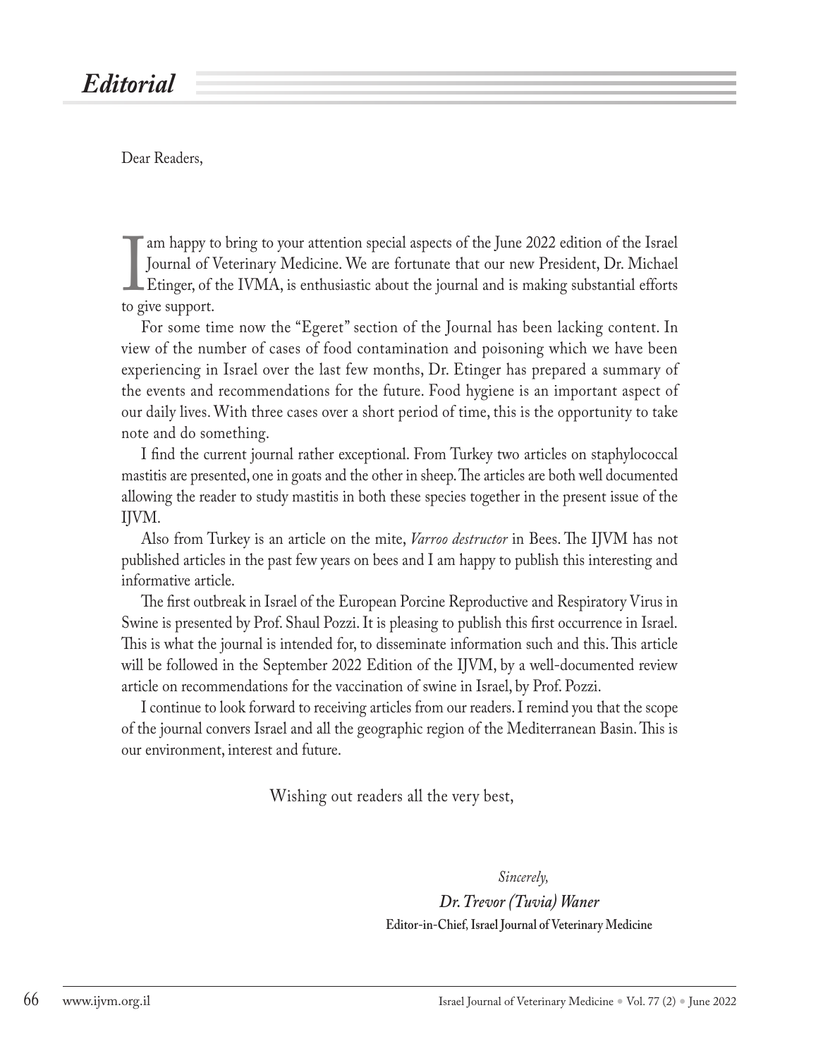# *Editorial*

Dear Readers,

I am happy to bring to your attention special aspects of the June 2022 edition of the Israel Journal of Veterinary Medicine. We are fortunate that our new President, Dr. Michael Etinger, of the IVMA, is enthusiastic about the journal and is making substantial efforts to give support.

For some time now the "Egeret" section of the Journal has been lacking content. In view of the number of cases of food contamination and poisoning which we have been experiencing in Israel over the last few months, Dr. Etinger has prepared a summary of the events and recommendations for the future. Food hygiene is an important aspect of our daily lives. With three cases over a short period of time, this is the opportunity to take note and do something.

I find the current journal rather exceptional. From Turkey two articles on staphylococcal mastitis are presented, one in goats and the other in sheep. The articles are both well documented allowing the reader to study mastitis in both these species together in the present issue of the IJVM.

Also from Turkey is an article on the mite, *Varroo destructor* in Bees. The IJVM has not published articles in the past few years on bees and I am happy to publish this interesting and informative article.

The first outbreak in Israel of the European Porcine Reproductive and Respiratory Virus in Swine is presented by Prof. Shaul Pozzi. It is pleasing to publish this first occurrence in Israel. This is what the journal is intended for, to disseminate information such and this. This article will be followed in the September 2022 Edition of the IJVM, by a well-documented review article on recommendations for the vaccination of swine in Israel, by Prof. Pozzi.

I continue to look forward to receiving articles from our readers. I remind you that the scope of the journal convers Israel and all the geographic region of the Mediterranean Basin. This is our environment, interest and future.

Wishing out readers all the very best,

*Sincerely,*

***Dr. Trevor (Tuvia) Waner***

**Editor-in-Chief, Israel Journal of Veterinary Medicine**